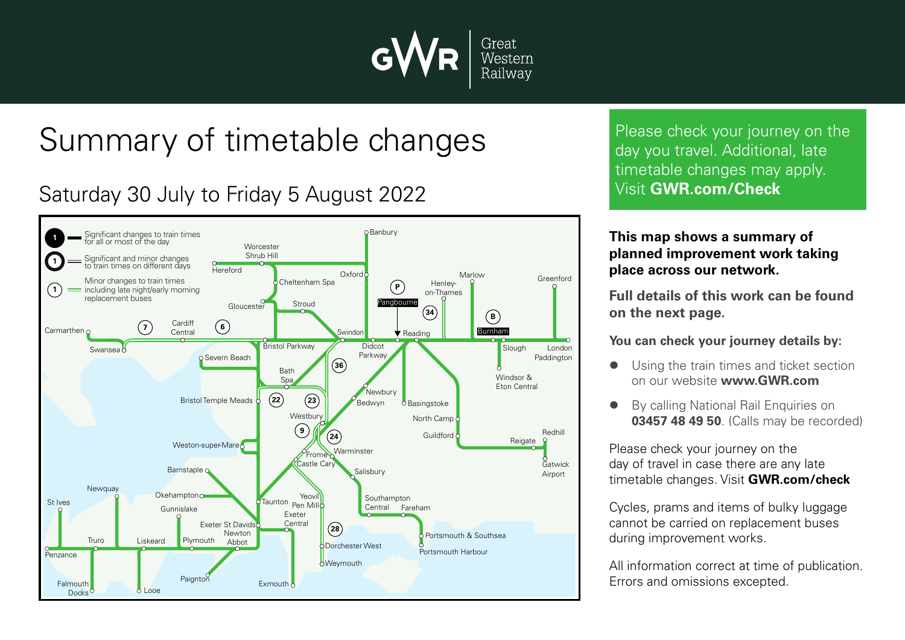Great Western Railway

# Summary of timetable changes

## Saturday 30 July to Friday 5 August 2022

**1** Significant changes to train times for all or most of the day

**1** Significant and minor changes to train times on different days

**1** Minor changes to train times including late night/early morning replacement buses

Banbury, Worcester Shrub Hill, Hereford, Oxford, Cheltenham Spa, Gloucester, Stroud, Swindon, Didcot Parkway, Reading, Pangbourne, Henley-on-Thames, Marlow, Greenford, Burnham, Slough, London Paddington, Windsor & Eton Central, Carmarthen, Swansea, Cardiff Central, Bristol Parkway, Severn Beach, Bath Spa, Bristol Temple Meads, Newbury, Bedwyn, Basingstoke, North Camp, Guildford, Reigate, Redhill, Gatwick Airport, Westbury, Weston-super-Mare, Frome, Warminster, Castle Cary, Salisbury, Barnstaple, Okehampton, Taunton, Yeovil Pen Mill, Southampton Central, Fareham, Newquay, St Ives, Gunnislake, Exeter St Davids, Exeter Central, Newton Abbot, Portsmouth & Southsea, Portsmouth Harbour, Dorchester West, Weymouth, Truro, Liskeard, Plymouth, Penzance, Falmouth Docks, Looe, Paignton, Exmouth

Areas: P, B, 34, 7, 6, 36, 22, 23, 9, 24, 28

Please check your journey on the day you travel. Additional, late timetable changes may apply. Visit **GWR.com/Check**

**This map shows a summary of planned improvement work taking place across our network.**

**Full details of this work can be found on the next page.**

**You can check your journey details by:**

- Using the train times and ticket section on our website **www.GWR.com**
- By calling National Rail Enquiries on **03457 48 49 50**. (Calls may be recorded)

Please check your journey on the day of travel in case there are any late timetable changes. Visit **GWR.com/check**

Cycles, prams and items of bulky luggage cannot be carried on replacement buses during improvement works.

All information correct at time of publication. Errors and omissions excepted.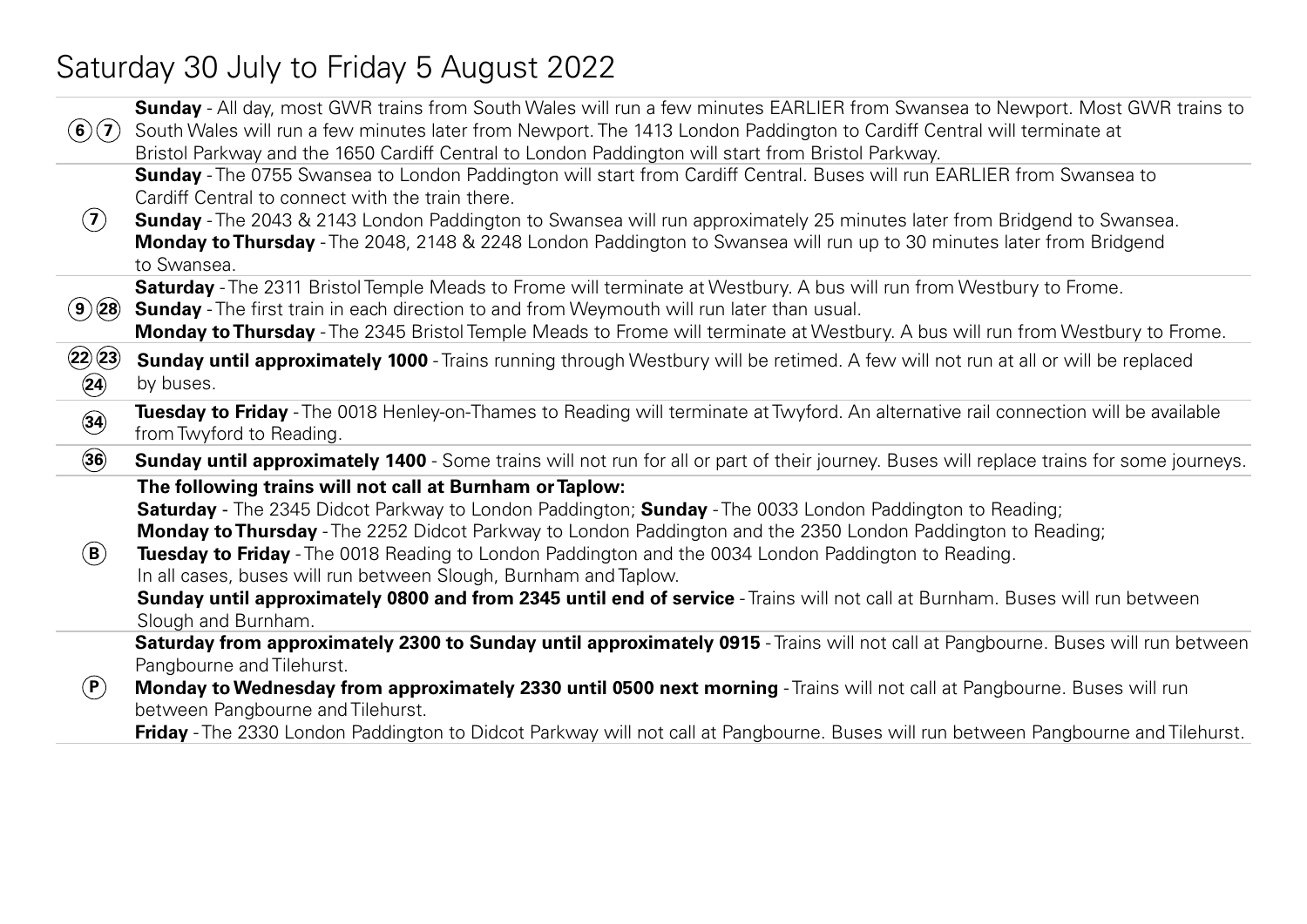# Saturday 30 July to Friday 5 August 2022

| | |
|---|---|
| (6) (7) | **Sunday** - All day, most GWR trains from South Wales will run a few minutes EARLIER from Swansea to Newport. Most GWR trains to South Wales will run a few minutes later from Newport. The 1413 London Paddington to Cardiff Central will terminate at Bristol Parkway and the 1650 Cardiff Central to London Paddington will start from Bristol Parkway. |
| (7) | **Sunday** - The 0755 Swansea to London Paddington will start from Cardiff Central. Buses will run EARLIER from Swansea to Cardiff Central to connect with the train there.<br>**Sunday** - The 2043 & 2143 London Paddington to Swansea will run approximately 25 minutes later from Bridgend to Swansea.<br>**Monday to Thursday** - The 2048, 2148 & 2248 London Paddington to Swansea will run up to 30 minutes later from Bridgend to Swansea. |
| (9) (28) | **Saturday** - The 2311 Bristol Temple Meads to Frome will terminate at Westbury. A bus will run from Westbury to Frome.<br>**Sunday** - The first train in each direction to and from Weymouth will run later than usual.<br>**Monday to Thursday** - The 2345 Bristol Temple Meads to Frome will terminate at Westbury. A bus will run from Westbury to Frome. |
| (22) (23) (24) | **Sunday until approximately 1000** - Trains running through Westbury will be retimed. A few will not run at all or will be replaced by buses. |
| (34) | **Tuesday to Friday** - The 0018 Henley-on-Thames to Reading will terminate at Twyford. An alternative rail connection will be available from Twyford to Reading. |
| (36) | **Sunday until approximately 1400** - Some trains will not run for all or part of their journey. Buses will replace trains for some journeys. |
| (B) | **The following trains will not call at Burnham or Taplow:**<br>**Saturday** - The 2345 Didcot Parkway to London Paddington; **Sunday** - The 0033 London Paddington to Reading;<br>**Monday to Thursday** - The 2252 Didcot Parkway to London Paddington and the 2350 London Paddington to Reading;<br>**Tuesday to Friday** - The 0018 Reading to London Paddington and the 0034 London Paddington to Reading.<br>In all cases, buses will run between Slough, Burnham and Taplow.<br>**Sunday until approximately 0800 and from 2345 until end of service** - Trains will not call at Burnham. Buses will run between Slough and Burnham. |
| (P) | **Saturday from approximately 2300 to Sunday until approximately 0915** - Trains will not call at Pangbourne. Buses will run between Pangbourne and Tilehurst.<br>**Monday to Wednesday from approximately 2330 until 0500 next morning** - Trains will not call at Pangbourne. Buses will run between Pangbourne and Tilehurst.<br>**Friday** - The 2330 London Paddington to Didcot Parkway will not call at Pangbourne. Buses will run between Pangbourne and Tilehurst. |